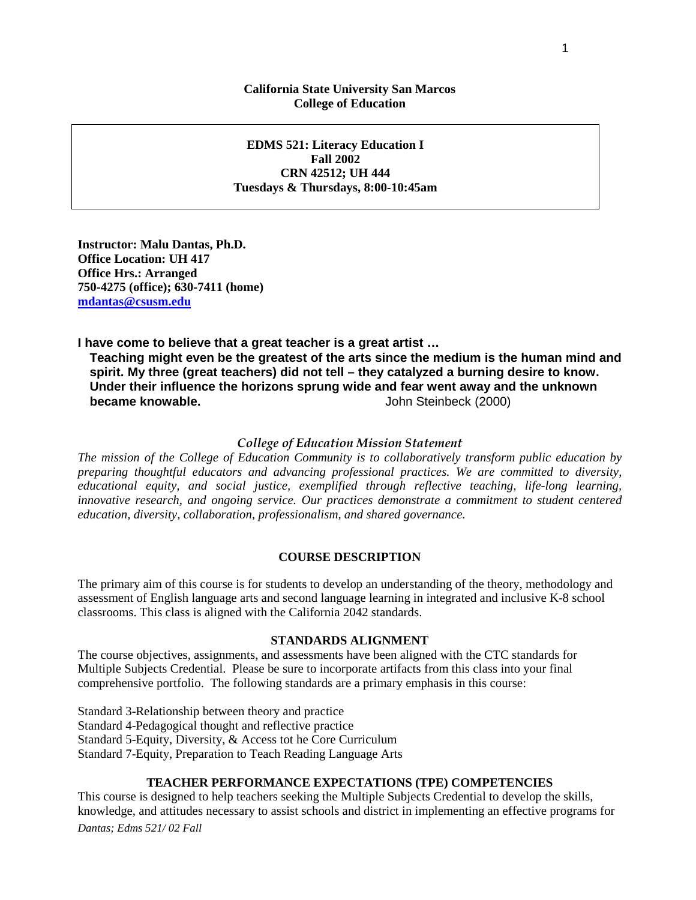**California State University San Marcos**
**College of Education**

**EDMS 521: Literacy Education I**
**Fall 2002**
**CRN 42512; UH 444**
**Tuesdays & Thursdays, 8:00-10:45am**

**Instructor: Malu Dantas, Ph.D.**
**Office Location: UH 417**
**Office Hrs.: Arranged**
**750-4275 (office); 630-7411 (home)**
**[mdantas@csusm.edu](mailto:mdantas@csusm.edu)**

**I have come to believe that a great teacher is a great artist …**
**Teaching might even be the greatest of the arts since the medium is the human mind and spirit. My three (great teachers) did not tell – they catalyzed a burning desire to know. Under their influence the horizons sprung wide and fear went away and the unknown became knowable.** John Steinbeck (2000)

*College of Education Mission Statement*

*The mission of the College of Education Community is to collaboratively transform public education by preparing thoughtful educators and advancing professional practices. We are committed to diversity, educational equity, and social justice, exemplified through reflective teaching, life-long learning, innovative research, and ongoing service. Our practices demonstrate a commitment to student centered education, diversity, collaboration, professionalism, and shared governance.*

## COURSE DESCRIPTION

The primary aim of this course is for students to develop an understanding of the theory, methodology and assessment of English language arts and second language learning in integrated and inclusive K-8 school classrooms. This class is aligned with the California 2042 standards.

## STANDARDS ALIGNMENT

The course objectives, assignments, and assessments have been aligned with the CTC standards for Multiple Subjects Credential. Please be sure to incorporate artifacts from this class into your final comprehensive portfolio. The following standards are a primary emphasis in this course:

Standard 3-Relationship between theory and practice
Standard 4-Pedagogical thought and reflective practice
Standard 5-Equity, Diversity, & Access tot he Core Curriculum
Standard 7-Equity, Preparation to Teach Reading Language Arts

## TEACHER PERFORMANCE EXPECTATIONS (TPE) COMPETENCIES

This course is designed to help teachers seeking the Multiple Subjects Credential to develop the skills, knowledge, and attitudes necessary to assist schools and district in implementing an effective programs for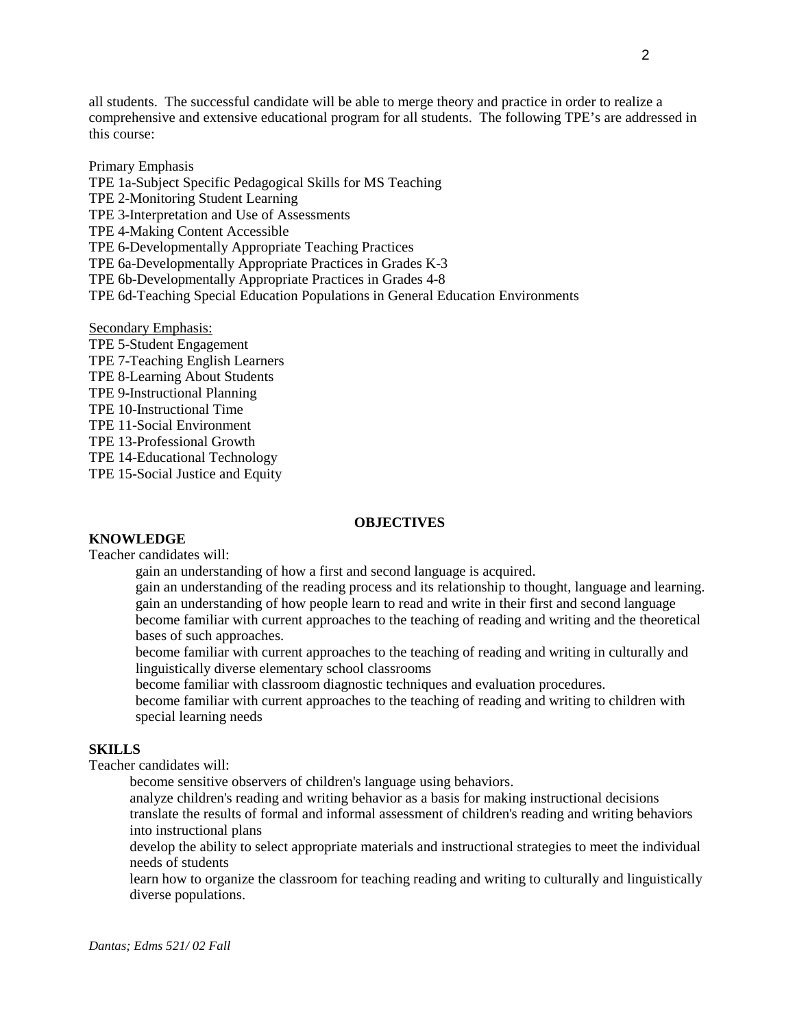all students. The successful candidate will be able to merge theory and practice in order to realize a comprehensive and extensive educational program for all students. The following TPE's are addressed in this course:

Primary Emphasis
TPE 1a-Subject Specific Pedagogical Skills for MS Teaching
TPE 2-Monitoring Student Learning
TPE 3-Interpretation and Use of Assessments
TPE 4-Making Content Accessible
TPE 6-Developmentally Appropriate Teaching Practices
TPE 6a-Developmentally Appropriate Practices in Grades K-3
TPE 6b-Developmentally Appropriate Practices in Grades 4-8
TPE 6d-Teaching Special Education Populations in General Education Environments

Secondary Emphasis:
TPE 5-Student Engagement
TPE 7-Teaching English Learners
TPE 8-Learning About Students
TPE 9-Instructional Planning
TPE 10-Instructional Time
TPE 11-Social Environment
TPE 13-Professional Growth
TPE 14-Educational Technology
TPE 15-Social Justice and Equity

## OBJECTIVES

### KNOWLEDGE

Teacher candidates will:

- gain an understanding of how a first and second language is acquired.
- gain an understanding of the reading process and its relationship to thought, language and learning.
- gain an understanding of how people learn to read and write in their first and second language
- become familiar with current approaches to the teaching of reading and writing and the theoretical bases of such approaches.
- become familiar with current approaches to the teaching of reading and writing in culturally and linguistically diverse elementary school classrooms
- become familiar with classroom diagnostic techniques and evaluation procedures.
- become familiar with current approaches to the teaching of reading and writing to children with special learning needs

### SKILLS

Teacher candidates will:

- become sensitive observers of children's language using behaviors.
- analyze children's reading and writing behavior as a basis for making instructional decisions
- translate the results of formal and informal assessment of children's reading and writing behaviors into instructional plans
- develop the ability to select appropriate materials and instructional strategies to meet the individual needs of students
- learn how to organize the classroom for teaching reading and writing to culturally and linguistically diverse populations.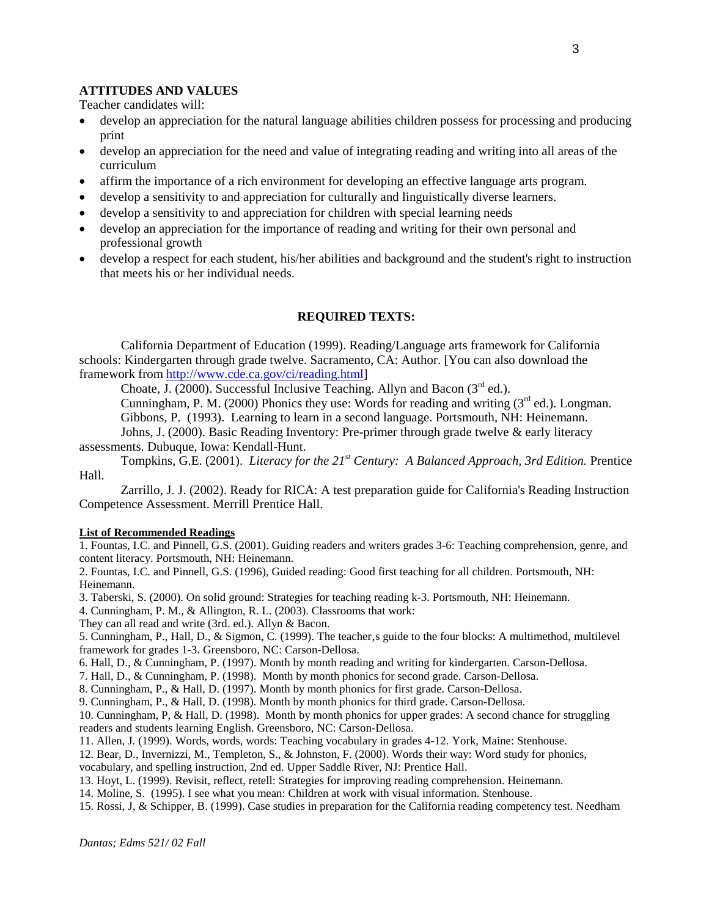## ATTITUDES AND VALUES

Teacher candidates will:

- develop an appreciation for the natural language abilities children possess for processing and producing print
- develop an appreciation for the need and value of integrating reading and writing into all areas of the curriculum
- affirm the importance of a rich environment for developing an effective language arts program.
- develop a sensitivity to and appreciation for culturally and linguistically diverse learners.
- develop a sensitivity to and appreciation for children with special learning needs
- develop an appreciation for the importance of reading and writing for their own personal and professional growth
- develop a respect for each student, his/her abilities and background and the student's right to instruction that meets his or her individual needs.

## REQUIRED TEXTS:

California Department of Education (1999). Reading/Language arts framework for California schools: Kindergarten through grade twelve. Sacramento, CA: Author. [You can also download the framework from http://www.cde.ca.gov/ci/reading.html]

Choate, J. (2000). Successful Inclusive Teaching. Allyn and Bacon (3rd ed.).

Cunningham, P. M. (2000) Phonics they use: Words for reading and writing (3rd ed.). Longman.

Gibbons, P. (1993). Learning to learn in a second language. Portsmouth, NH: Heinemann.

Johns, J. (2000). Basic Reading Inventory: Pre-primer through grade twelve & early literacy assessments. Dubuque, Iowa: Kendall-Hunt.

Tompkins, G.E. (2001). *Literacy for the 21st Century: A Balanced Approach, 3rd Edition.* Prentice Hall.

Zarrillo, J. J. (2002). Ready for RICA: A test preparation guide for California's Reading Instruction Competence Assessment. Merrill Prentice Hall.

**List of Recommended Readings**

1. Fountas, I.C. and Pinnell, G.S. (2001). Guiding readers and writers grades 3-6: Teaching comprehension, genre, and content literacy. Portsmouth, NH: Heinemann.
2. Fountas, I.C. and Pinnell, G.S. (1996), Guided reading: Good first teaching for all children. Portsmouth, NH: Heinemann.
3. Taberski, S. (2000). On solid ground: Strategies for teaching reading k-3. Portsmouth, NH: Heinemann.
4. Cunningham, P. M., & Allington, R. L. (2003). Classrooms that work: They can all read and write (3rd. ed.). Allyn & Bacon.
5. Cunningham, P., Hall, D., & Sigmon, C. (1999). The teacher,s guide to the four blocks: A multimethod, multilevel framework for grades 1-3. Greensboro, NC: Carson-Dellosa.
6. Hall, D., & Cunningham, P. (1997). Month by month reading and writing for kindergarten. Carson-Dellosa.
7. Hall, D., & Cunningham, P. (1998). Month by month phonics for second grade. Carson-Dellosa.
8. Cunningham, P., & Hall, D. (1997). Month by month phonics for first grade. Carson-Dellosa.
9. Cunningham, P., & Hall, D. (1998). Month by month phonics for third grade. Carson-Dellosa.
10. Cunningham, P, & Hall, D. (1998). Month by month phonics for upper grades: A second chance for struggling readers and students learning English. Greensboro, NC: Carson-Dellosa.
11. Allen, J. (1999). Words, words, words: Teaching vocabulary in grades 4-12. York, Maine: Stenhouse.
12. Bear, D., Invernizzi, M., Templeton, S., & Johnston, F. (2000). Words their way: Word study for phonics, vocabulary, and spelling instruction, 2nd ed. Upper Saddle River, NJ: Prentice Hall.
13. Hoyt, L. (1999). Revisit, reflect, retell: Strategies for improving reading comprehension. Heinemann.
14. Moline, S. (1995). I see what you mean: Children at work with visual information. Stenhouse.
15. Rossi, J, & Schipper, B. (1999). Case studies in preparation for the California reading competency test. Needham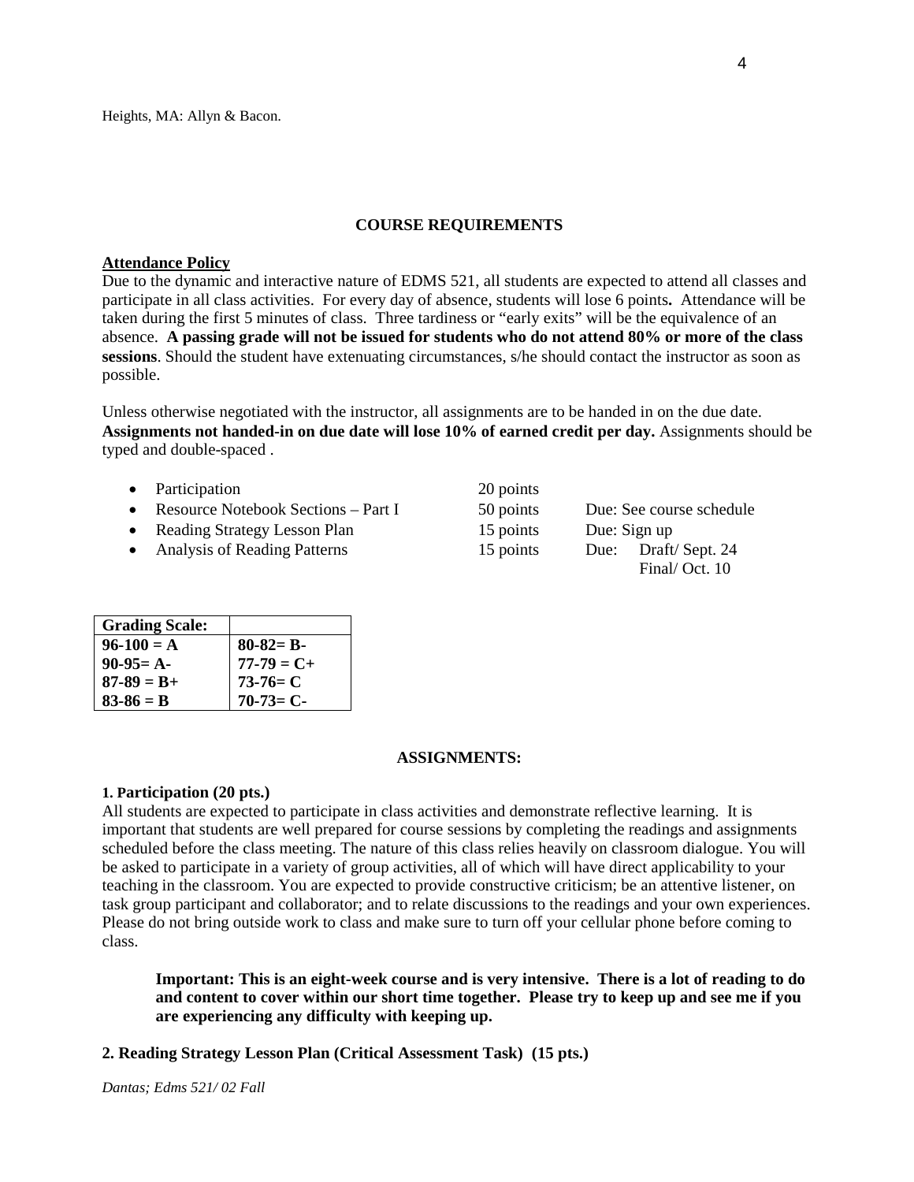Heights, MA: Allyn & Bacon.

## COURSE REQUIREMENTS

**Attendance Policy**

Due to the dynamic and interactive nature of EDMS 521, all students are expected to attend all classes and participate in all class activities. For every day of absence, students will lose 6 points**.** Attendance will be taken during the first 5 minutes of class. Three tardiness or "early exits" will be the equivalence of an absence. **A passing grade will not be issued for students who do not attend 80% or more of the class sessions**. Should the student have extenuating circumstances, s/he should contact the instructor as soon as possible.

Unless otherwise negotiated with the instructor, all assignments are to be handed in on the due date. **Assignments not handed-in on due date will lose 10% of earned credit per day.** Assignments should be typed and double-spaced .

| | | |
|---|---|---|
| • Participation | 20 points | |
| • Resource Notebook Sections – Part I | 50 points | Due: See course schedule |
| • Reading Strategy Lesson Plan | 15 points | Due: Sign up |
| • Analysis of Reading Patterns | 15 points | Due: Draft/ Sept. 24<br>Final/ Oct. 10 |

| **Grading Scale:** | |
|---|---|
| **96-100 = A** | **80-82= B-** |
| **90-95= A-** | **77-79 = C+** |
| **87-89 = B+** | **73-76= C** |
| **83-86 = B** | **70-73= C-** |

## ASSIGNMENTS:

**1. Participation (20 pts.)**

All students are expected to participate in class activities and demonstrate reflective learning. It is important that students are well prepared for course sessions by completing the readings and assignments scheduled before the class meeting. The nature of this class relies heavily on classroom dialogue. You will be asked to participate in a variety of group activities, all of which will have direct applicability to your teaching in the classroom. You are expected to provide constructive criticism; be an attentive listener, on task group participant and collaborator; and to relate discussions to the readings and your own experiences. Please do not bring outside work to class and make sure to turn off your cellular phone before coming to class.

> **Important: This is an eight-week course and is very intensive. There is a lot of reading to do and content to cover within our short time together. Please try to keep up and see me if you are experiencing any difficulty with keeping up.**

**2. Reading Strategy Lesson Plan (Critical Assessment Task) (15 pts.)**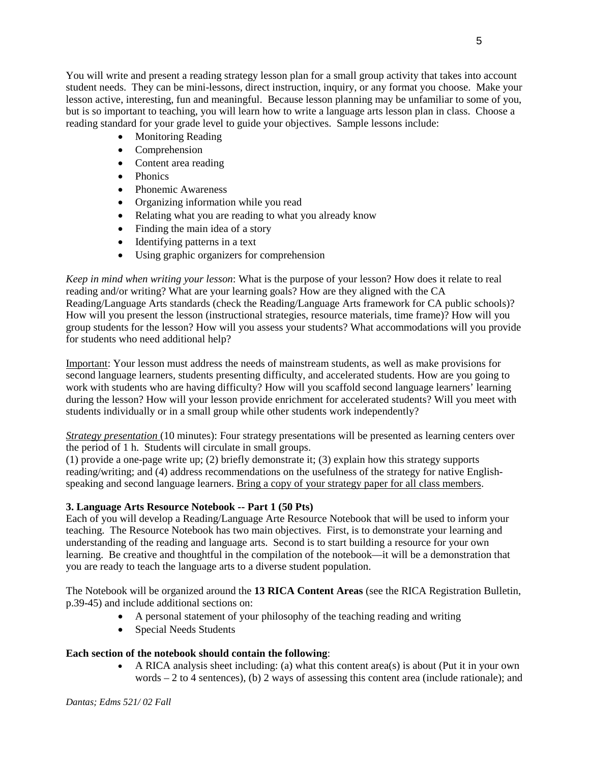You will write and present a reading strategy lesson plan for a small group activity that takes into account student needs. They can be mini-lessons, direct instruction, inquiry, or any format you choose. Make your lesson active, interesting, fun and meaningful. Because lesson planning may be unfamiliar to some of you, but is so important to teaching, you will learn how to write a language arts lesson plan in class. Choose a reading standard for your grade level to guide your objectives. Sample lessons include:

- Monitoring Reading
- Comprehension
- Content area reading
- Phonics
- Phonemic Awareness
- Organizing information while you read
- Relating what you are reading to what you already know
- Finding the main idea of a story
- Identifying patterns in a text
- Using graphic organizers for comprehension

*Keep in mind when writing your lesson*: What is the purpose of your lesson? How does it relate to real reading and/or writing? What are your learning goals? How are they aligned with the CA Reading/Language Arts standards (check the Reading/Language Arts framework for CA public schools)? How will you present the lesson (instructional strategies, resource materials, time frame)? How will you group students for the lesson? How will you assess your students? What accommodations will you provide for students who need additional help?

<u>Important</u>: Your lesson must address the needs of mainstream students, as well as make provisions for second language learners, students presenting difficulty, and accelerated students. How are you going to work with students who are having difficulty? How will you scaffold second language learners' learning during the lesson? How will your lesson provide enrichment for accelerated students? Will you meet with students individually or in a small group while other students work independently?

<u>*Strategy presentation*</u> (10 minutes): Four strategy presentations will be presented as learning centers over the period of 1 h. Students will circulate in small groups.
(1) provide a one-page write up; (2) briefly demonstrate it; (3) explain how this strategy supports reading/writing; and (4) address recommendations on the usefulness of the strategy for native English-speaking and second language learners. <u>Bring a copy of your strategy paper for all class members</u>.

**3. Language Arts Resource Notebook -- Part 1 (50 Pts)**

Each of you will develop a Reading/Language Arte Resource Notebook that will be used to inform your teaching. The Resource Notebook has two main objectives. First, is to demonstrate your learning and understanding of the reading and language arts. Second is to start building a resource for your own learning. Be creative and thoughtful in the compilation of the notebook—it will be a demonstration that you are ready to teach the language arts to a diverse student population.

The Notebook will be organized around the **13 RICA Content Areas** (see the RICA Registration Bulletin, p.39-45) and include additional sections on:

- A personal statement of your philosophy of the teaching reading and writing
- Special Needs Students

**Each section of the notebook should contain the following**:

- A RICA analysis sheet including: (a) what this content area(s) is about (Put it in your own words – 2 to 4 sentences), (b) 2 ways of assessing this content area (include rationale); and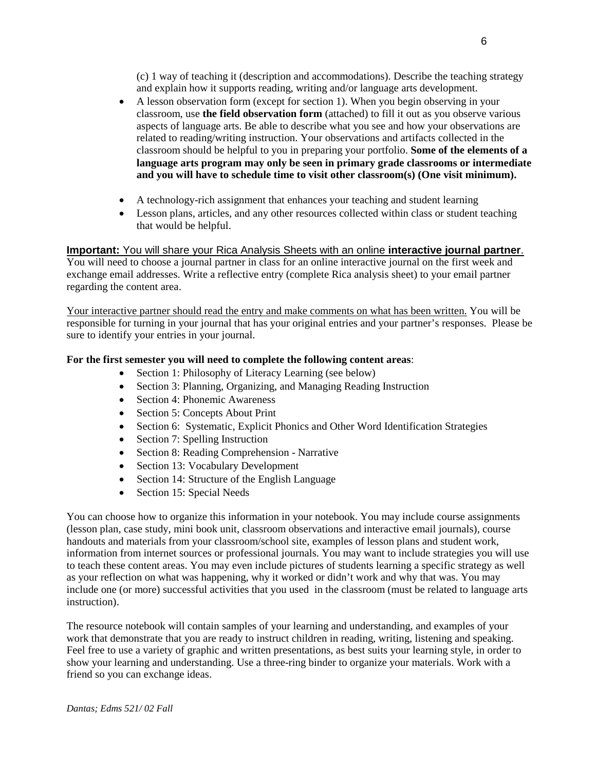(c) 1 way of teaching it (description and accommodations). Describe the teaching strategy and explain how it supports reading, writing and/or language arts development.

- A lesson observation form (except for section 1). When you begin observing in your classroom, use **the field observation form** (attached) to fill it out as you observe various aspects of language arts. Be able to describe what you see and how your observations are related to reading/writing instruction. Your observations and artifacts collected in the classroom should be helpful to you in preparing your portfolio. **Some of the elements of a language arts program may only be seen in primary grade classrooms or intermediate and you will have to schedule time to visit other classroom(s) (One visit minimum).**
- A technology-rich assignment that enhances your teaching and student learning
- Lesson plans, articles, and any other resources collected within class or student teaching that would be helpful.

**Important:** You will share your Rica Analysis Sheets with an online **interactive journal partner**. You will need to choose a journal partner in class for an online interactive journal on the first week and exchange email addresses. Write a reflective entry (complete Rica analysis sheet) to your email partner regarding the content area.

Your interactive partner should read the entry and make comments on what has been written. You will be responsible for turning in your journal that has your original entries and your partner's responses. Please be sure to identify your entries in your journal.

**For the first semester you will need to complete the following content areas**:

- Section 1: Philosophy of Literacy Learning (see below)
- Section 3: Planning, Organizing, and Managing Reading Instruction
- Section 4: Phonemic Awareness
- Section 5: Concepts About Print
- Section 6: Systematic, Explicit Phonics and Other Word Identification Strategies
- Section 7: Spelling Instruction
- Section 8: Reading Comprehension - Narrative
- Section 13: Vocabulary Development
- Section 14: Structure of the English Language
- Section 15: Special Needs

You can choose how to organize this information in your notebook. You may include course assignments (lesson plan, case study, mini book unit, classroom observations and interactive email journals), course handouts and materials from your classroom/school site, examples of lesson plans and student work, information from internet sources or professional journals. You may want to include strategies you will use to teach these content areas. You may even include pictures of students learning a specific strategy as well as your reflection on what was happening, why it worked or didn't work and why that was. You may include one (or more) successful activities that you used in the classroom (must be related to language arts instruction).

The resource notebook will contain samples of your learning and understanding, and examples of your work that demonstrate that you are ready to instruct children in reading, writing, listening and speaking. Feel free to use a variety of graphic and written presentations, as best suits your learning style, in order to show your learning and understanding. Use a three-ring binder to organize your materials. Work with a friend so you can exchange ideas.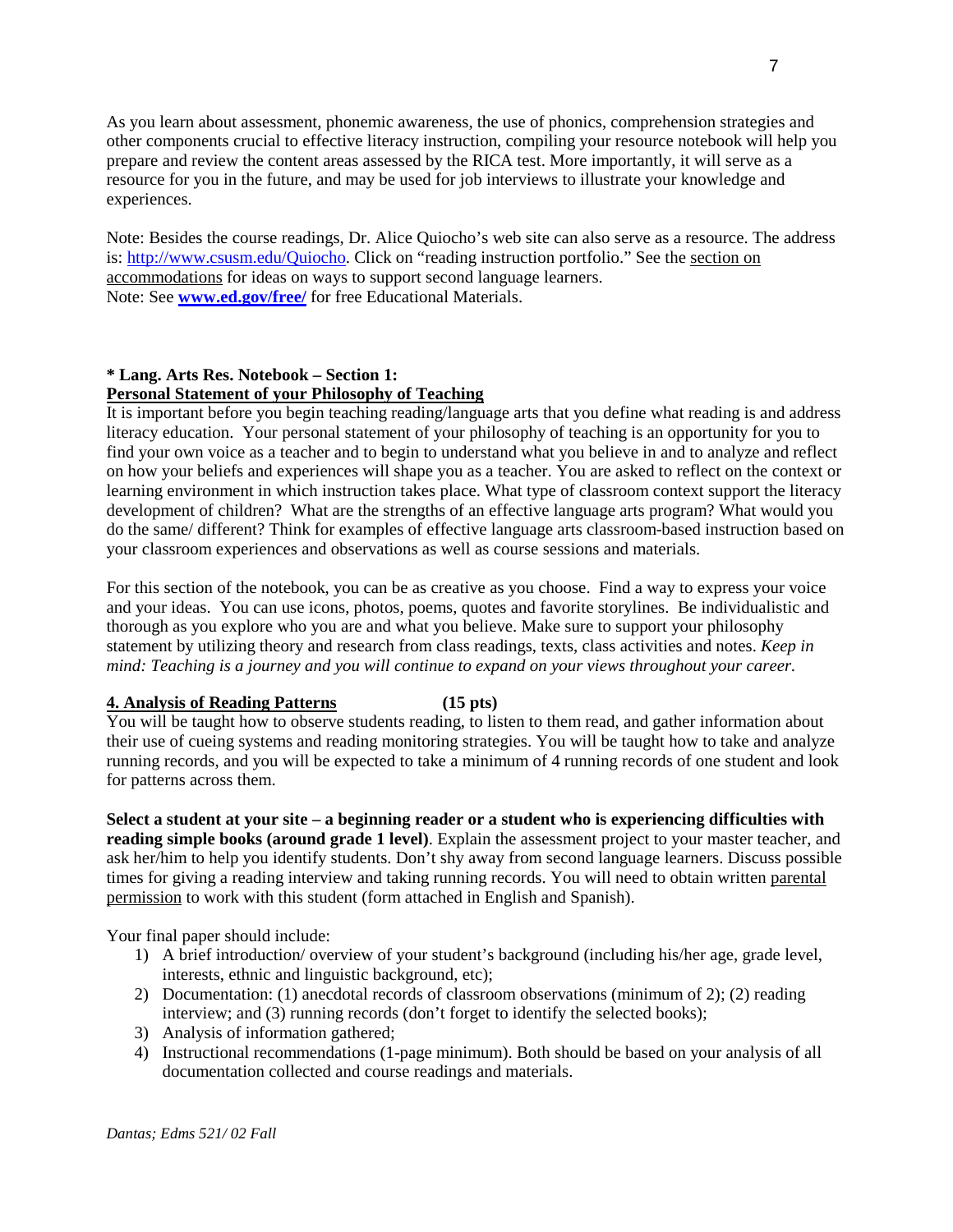As you learn about assessment, phonemic awareness, the use of phonics, comprehension strategies and other components crucial to effective literacy instruction, compiling your resource notebook will help you prepare and review the content areas assessed by the RICA test. More importantly, it will serve as a resource for you in the future, and may be used for job interviews to illustrate your knowledge and experiences.

Note: Besides the course readings, Dr. Alice Quiocho's web site can also serve as a resource. The address is: [http://www.csusm.edu/Quiocho](http://www.csusm.edu/Quiocho). Click on "reading instruction portfolio." See the <u>section on accommodations</u> for ideas on ways to support second language learners.
Note: See **[www.ed.gov/free/](www.ed.gov/free/)** for free Educational Materials.

**\* Lang. Arts Res. Notebook – Section 1:**
**<u>Personal Statement of your Philosophy of Teaching</u>**

It is important before you begin teaching reading/language arts that you define what reading is and address literacy education. Your personal statement of your philosophy of teaching is an opportunity for you to find your own voice as a teacher and to begin to understand what you believe in and to analyze and reflect on how your beliefs and experiences will shape you as a teacher. You are asked to reflect on the context or learning environment in which instruction takes place. What type of classroom context support the literacy development of children? What are the strengths of an effective language arts program? What would you do the same/ different? Think for examples of effective language arts classroom-based instruction based on your classroom experiences and observations as well as course sessions and materials.

For this section of the notebook, you can be as creative as you choose. Find a way to express your voice and your ideas. You can use icons, photos, poems, quotes and favorite storylines. Be individualistic and thorough as you explore who you are and what you believe. Make sure to support your philosophy statement by utilizing theory and research from class readings, texts, class activities and notes. *Keep in mind: Teaching is a journey and you will continue to expand on your views throughout your career.*

**<u>4. Analysis of Reading Patterns</u> (15 pts)**

You will be taught how to observe students reading, to listen to them read, and gather information about their use of cueing systems and reading monitoring strategies. You will be taught how to take and analyze running records, and you will be expected to take a minimum of 4 running records of one student and look for patterns across them.

**Select a student at your site – a beginning reader or a student who is experiencing difficulties with reading simple books (around grade 1 level)**. Explain the assessment project to your master teacher, and ask her/him to help you identify students. Don't shy away from second language learners. Discuss possible times for giving a reading interview and taking running records. You will need to obtain written <u>parental permission</u> to work with this student (form attached in English and Spanish).

Your final paper should include:

1) A brief introduction/ overview of your student's background (including his/her age, grade level, interests, ethnic and linguistic background, etc);
2) Documentation: (1) anecdotal records of classroom observations (minimum of 2); (2) reading interview; and (3) running records (don't forget to identify the selected books);
3) Analysis of information gathered;
4) Instructional recommendations (1-page minimum). Both should be based on your analysis of all documentation collected and course readings and materials.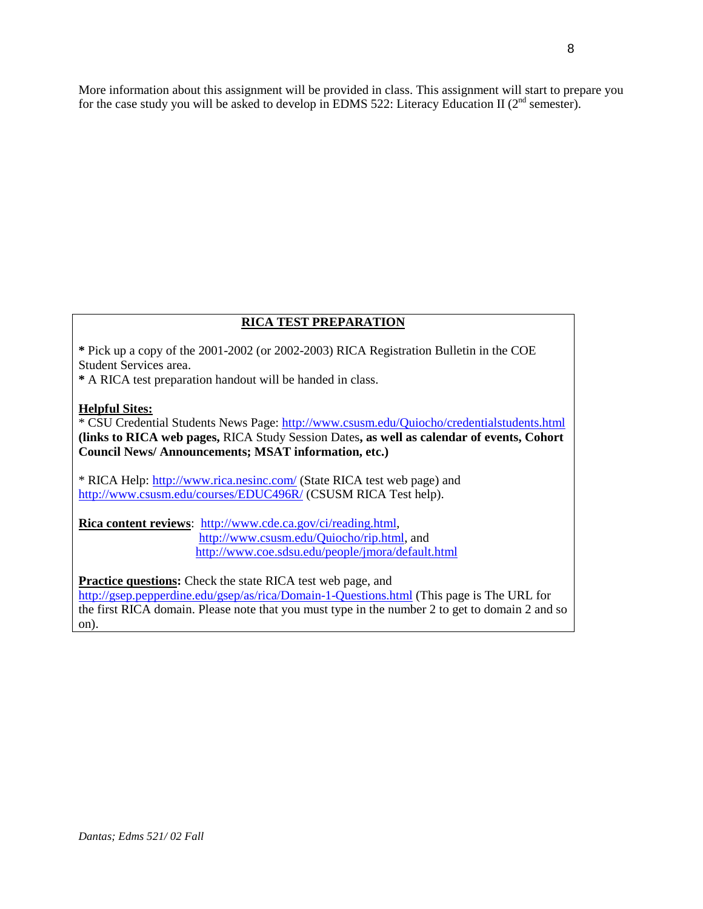More information about this assignment will be provided in class. This assignment will start to prepare you for the case study you will be asked to develop in EDMS 522: Literacy Education II (2nd semester).

## RICA TEST PREPARATION

**\*** Pick up a copy of the 2001-2002 (or 2002-2003) RICA Registration Bulletin in the COE Student Services area.
**\*** A RICA test preparation handout will be handed in class.

**Helpful Sites:**
\* CSU Credential Students News Page: http://www.csusm.edu/Quiocho/credentialstudents.html **(links to RICA web pages,** RICA Study Session Dates**, as well as calendar of events, Cohort Council News/ Announcements; MSAT information, etc.)**

\* RICA Help: http://www.rica.nesinc.com/ (State RICA test web page) and http://www.csusm.edu/courses/EDUC496R/ (CSUSM RICA Test help).

**Rica content reviews**: http://www.cde.ca.gov/ci/reading.html,
http://www.csusm.edu/Quiocho/rip.html, and
http://www.coe.sdsu.edu/people/jmora/default.html

**Practice questions:** Check the state RICA test web page, and http://gsep.pepperdine.edu/gsep/as/rica/Domain-1-Questions.html (This page is The URL for the first RICA domain. Please note that you must type in the number 2 to get to domain 2 and so on).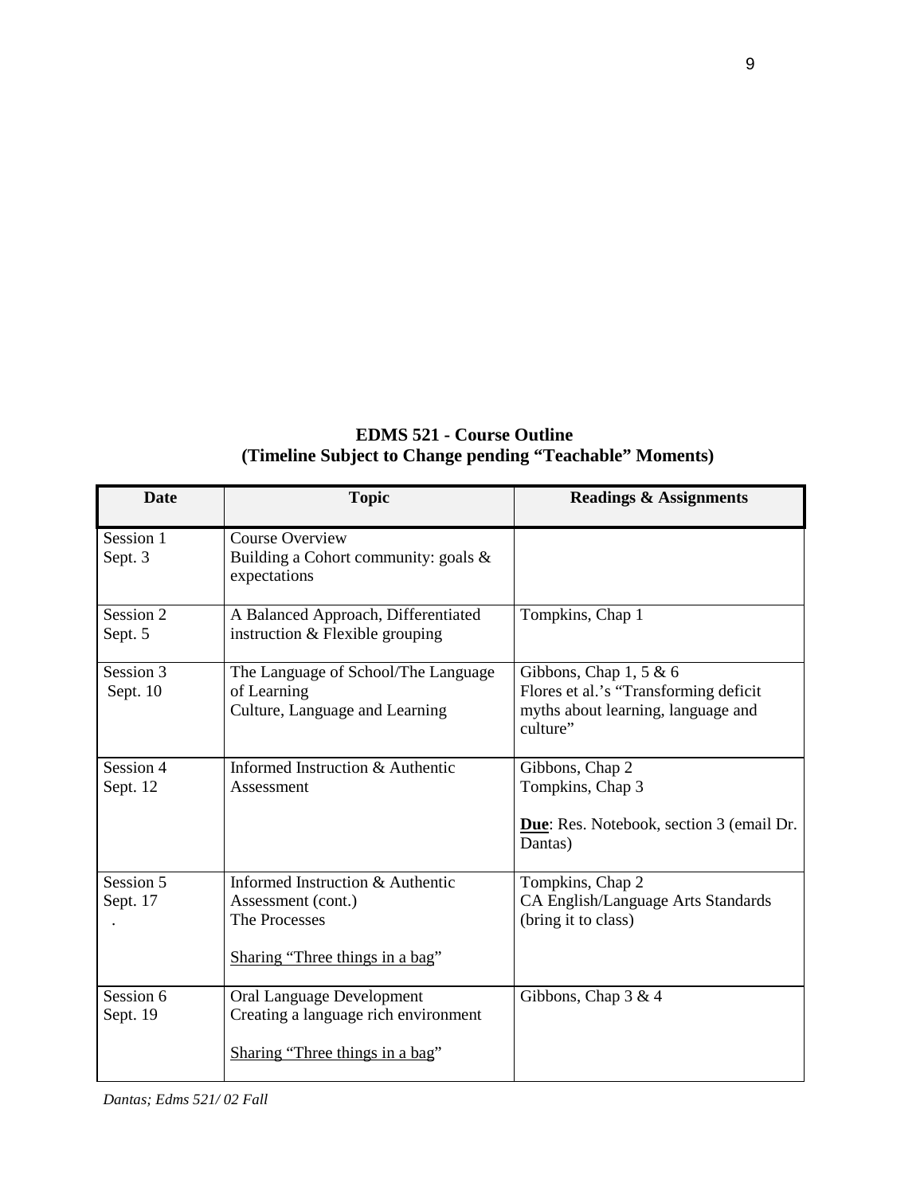**EDMS 521 - Course Outline**
**(Timeline Subject to Change pending "Teachable" Moments)**

| Date | Topic | Readings & Assignments |
| --- | --- | --- |
| Session 1<br>Sept. 3 | Course Overview<br>Building a Cohort community: goals & expectations | |
| Session 2<br>Sept. 5 | A Balanced Approach, Differentiated instruction & Flexible grouping | Tompkins, Chap 1 |
| Session 3<br>Sept. 10 | The Language of School/The Language of Learning<br>Culture, Language and Learning | Gibbons, Chap 1, 5 & 6<br>Flores et al.'s "Transforming deficit myths about learning, language and culture" |
| Session 4<br>Sept. 12 | Informed Instruction & Authentic Assessment | Gibbons, Chap 2<br>Tompkins, Chap 3<br><br>**Due**: Res. Notebook, section 3 (email Dr. Dantas) |
| Session 5<br>Sept. 17<br>. | Informed Instruction & Authentic Assessment (cont.)<br>The Processes<br><br>Sharing "Three things in a bag" | Tompkins, Chap 2<br>CA English/Language Arts Standards (bring it to class) |
| Session 6<br>Sept. 19 | Oral Language Development<br>Creating a language rich environment<br><br>Sharing "Three things in a bag" | Gibbons, Chap 3 & 4 |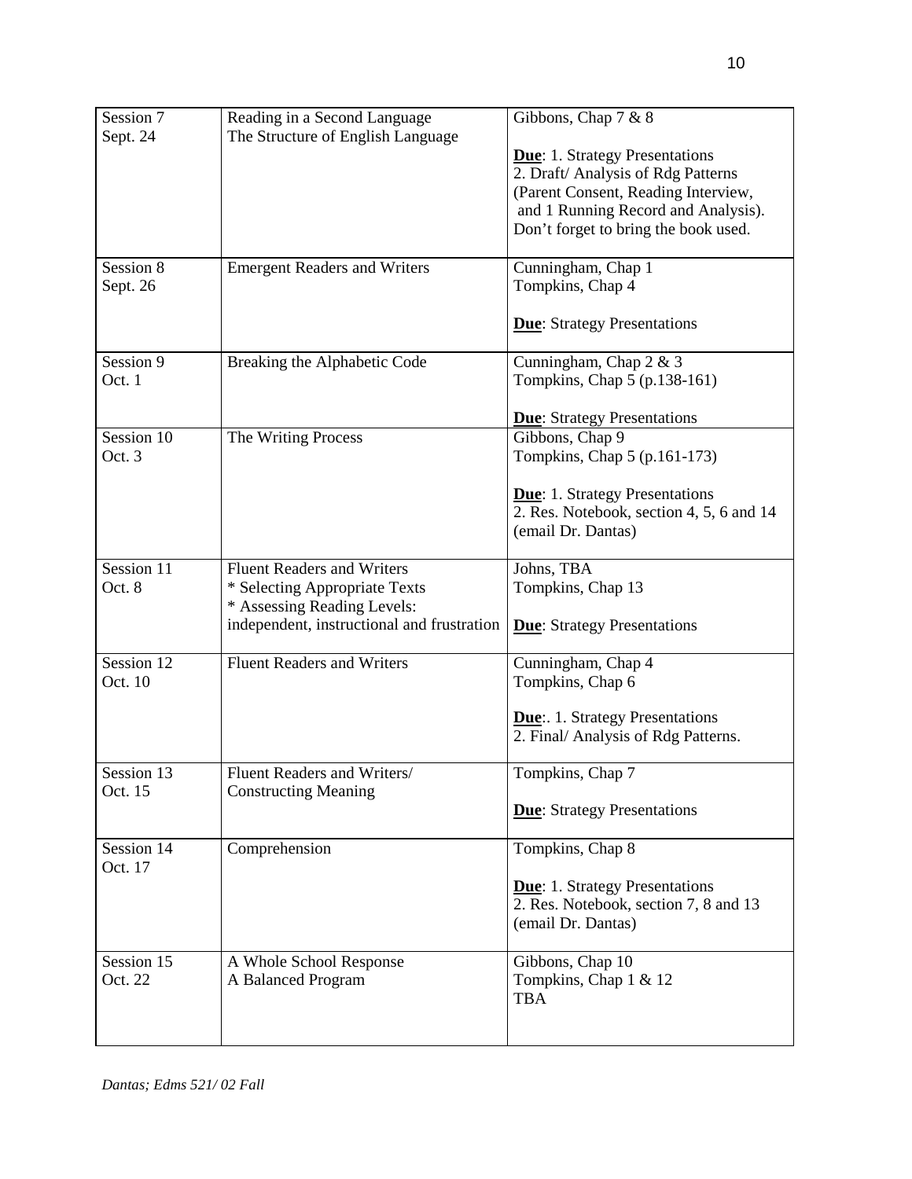| Session 7<br>Sept. 24 | Reading in a Second Language<br>The Structure of English Language | Gibbons, Chap 7 & 8<br><br>**Due**: 1. Strategy Presentations<br>2. Draft/ Analysis of Rdg Patterns (Parent Consent, Reading Interview, and 1 Running Record and Analysis). Don't forget to bring the book used. |
|---|---|---|
| Session 8<br>Sept. 26 | Emergent Readers and Writers | Cunningham, Chap 1<br>Tompkins, Chap 4<br><br>**Due**: Strategy Presentations |
| Session 9<br>Oct. 1 | Breaking the Alphabetic Code | Cunningham, Chap 2 & 3<br>Tompkins, Chap 5 (p.138-161)<br><br>**Due**: Strategy Presentations |
| Session 10<br>Oct. 3 | The Writing Process | Gibbons, Chap 9<br>Tompkins, Chap 5 (p.161-173)<br><br>**Due**: 1. Strategy Presentations<br>2. Res. Notebook, section 4, 5, 6 and 14 (email Dr. Dantas) |
| Session 11<br>Oct. 8 | Fluent Readers and Writers<br>* Selecting Appropriate Texts<br>* Assessing Reading Levels: independent, instructional and frustration | Johns, TBA<br>Tompkins, Chap 13<br><br>**Due**: Strategy Presentations |
| Session 12<br>Oct. 10 | Fluent Readers and Writers | Cunningham, Chap 4<br>Tompkins, Chap 6<br><br>**Due**:. 1. Strategy Presentations<br>2. Final/ Analysis of Rdg Patterns. |
| Session 13<br>Oct. 15 | Fluent Readers and Writers/<br>Constructing Meaning | Tompkins, Chap 7<br><br>**Due**: Strategy Presentations |
| Session 14<br>Oct. 17 | Comprehension | Tompkins, Chap 8<br><br>**Due**: 1. Strategy Presentations<br>2. Res. Notebook, section 7, 8 and 13 (email Dr. Dantas) |
| Session 15<br>Oct. 22 | A Whole School Response<br>A Balanced Program | Gibbons, Chap 10<br>Tompkins, Chap 1 & 12<br>TBA |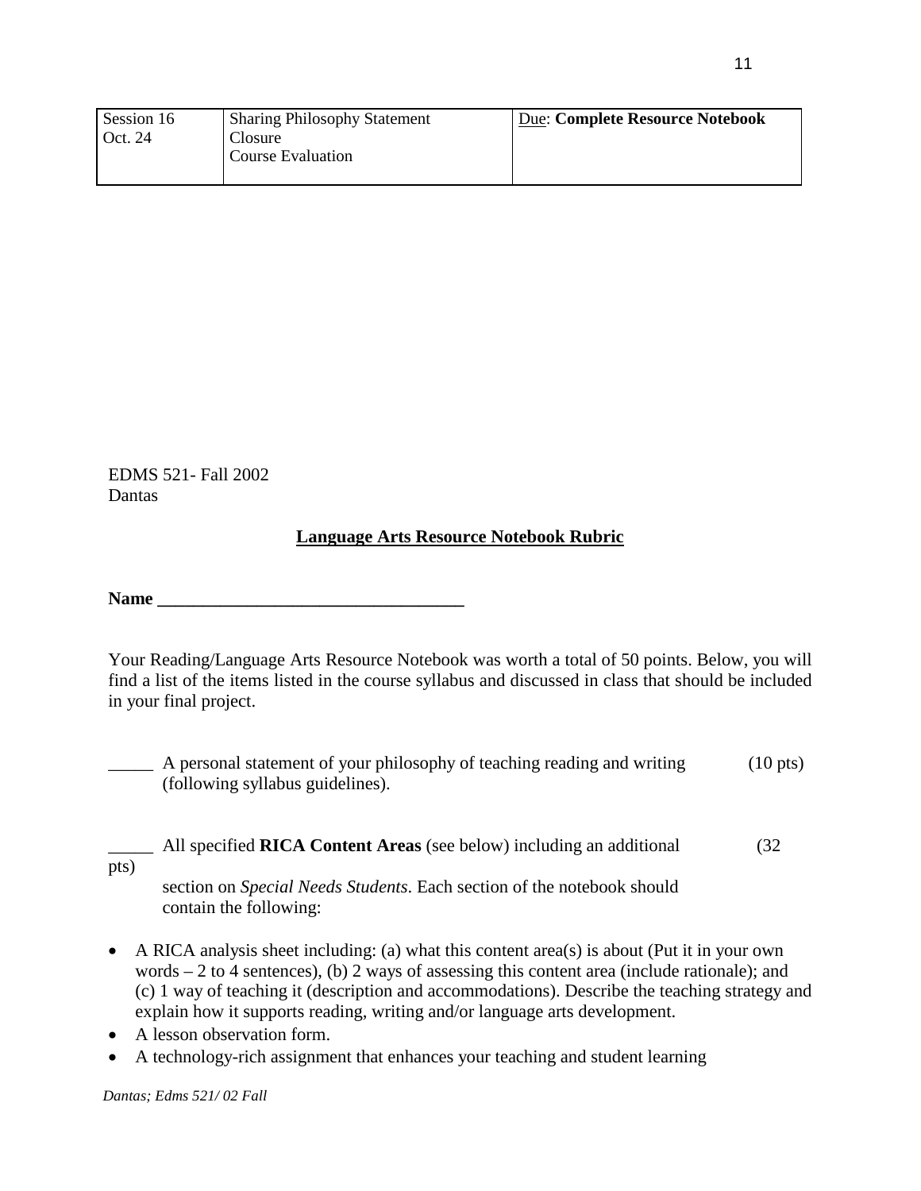| Session 16<br>Oct. 24 | Sharing Philosophy Statement<br>Closure<br>Course Evaluation | Due: **Complete Resource Notebook** |
|---|---|---|

EDMS 521- Fall 2002
Dantas

## Language Arts Resource Notebook Rubric

**Name ___________________________________**

Your Reading/Language Arts Resource Notebook was worth a total of 50 points. Below, you will find a list of the items listed in the course syllabus and discussed in class that should be included in your final project.

_____ A personal statement of your philosophy of teaching reading and writing (following syllabus guidelines). (10 pts)

_____ All specified **RICA Content Areas** (see below) including an additional section on *Special Needs Students*. Each section of the notebook should contain the following: (32 pts)

- A RICA analysis sheet including: (a) what this content area(s) is about (Put it in your own words – 2 to 4 sentences), (b) 2 ways of assessing this content area (include rationale); and (c) 1 way of teaching it (description and accommodations). Describe the teaching strategy and explain how it supports reading, writing and/or language arts development.
- A lesson observation form.
- A technology-rich assignment that enhances your teaching and student learning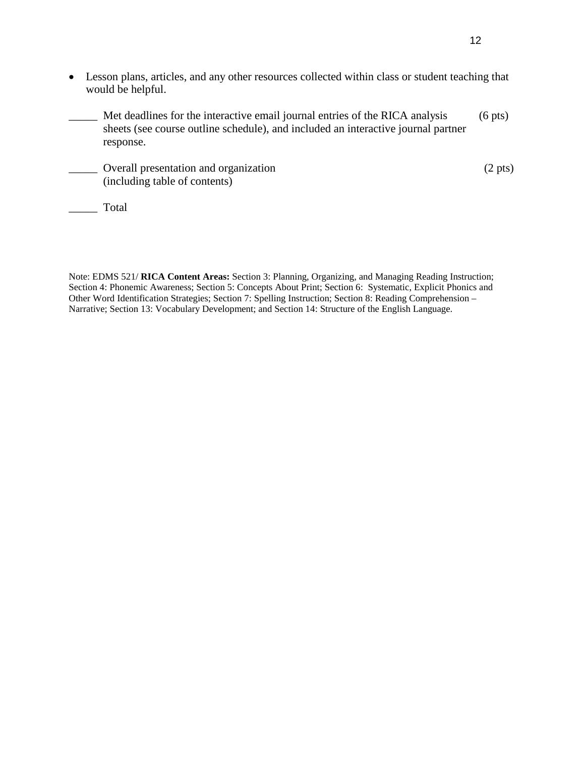- Lesson plans, articles, and any other resources collected within class or student teaching that would be helpful.

_____ Met deadlines for the interactive email journal entries of the RICA analysis sheets (see course outline schedule), and included an interactive journal partner response. (6 pts)

_____ Overall presentation and organization (including table of contents) (2 pts)

_____ Total

Note: EDMS 521/ **RICA Content Areas:** Section 3: Planning, Organizing, and Managing Reading Instruction; Section 4: Phonemic Awareness; Section 5: Concepts About Print; Section 6: Systematic, Explicit Phonics and Other Word Identification Strategies; Section 7: Spelling Instruction; Section 8: Reading Comprehension – Narrative; Section 13: Vocabulary Development; and Section 14: Structure of the English Language.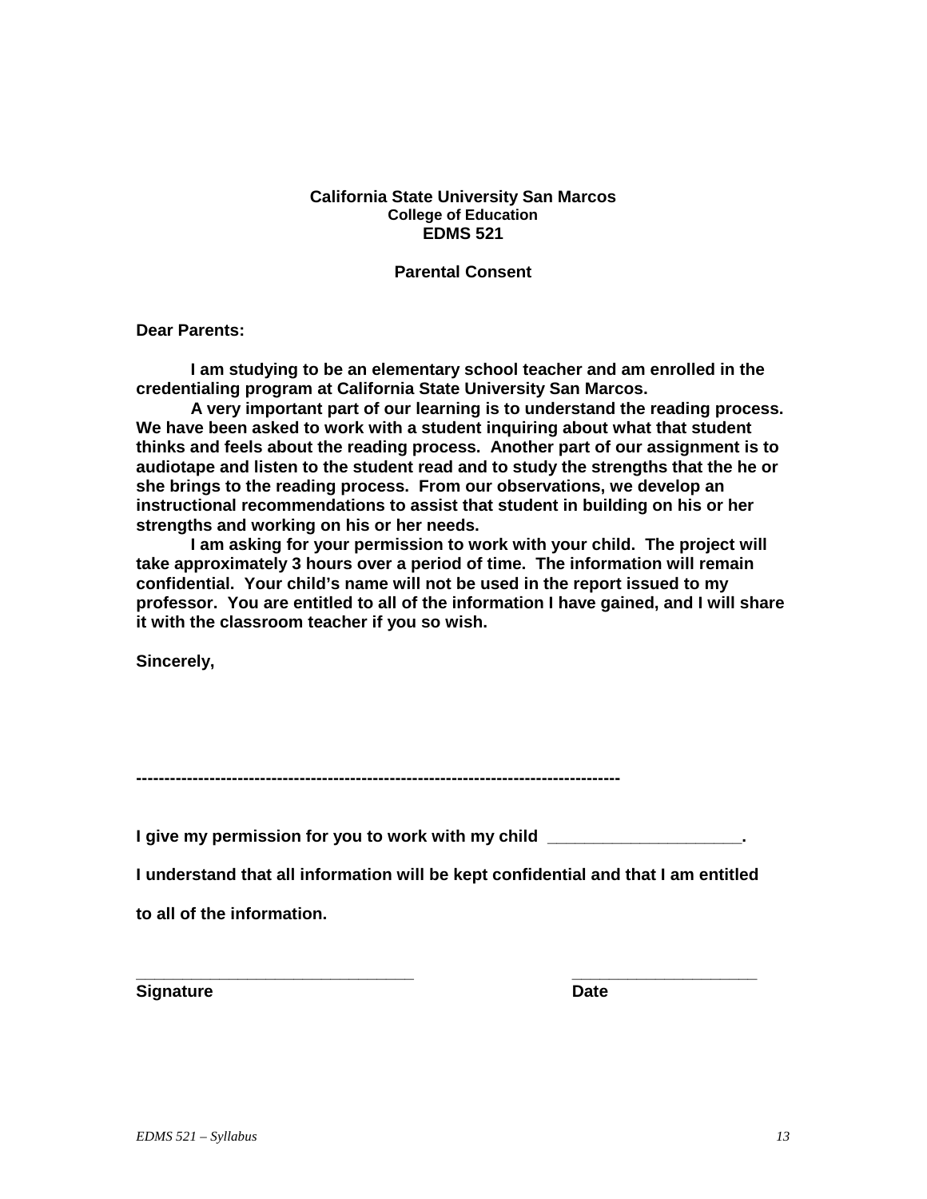**California State University San Marcos**
**College of Education**
**EDMS 521**

**Parental Consent**

**Dear Parents:**

**I am studying to be an elementary school teacher and am enrolled in the credentialing program at California State University San Marcos.**

**A very important part of our learning is to understand the reading process. We have been asked to work with a student inquiring about what that student thinks and feels about the reading process. Another part of our assignment is to audiotape and listen to the student read and to study the strengths that the he or she brings to the reading process. From our observations, we develop an instructional recommendations to assist that student in building on his or her strengths and working on his or her needs.**

**I am asking for your permission to work with your child. The project will take approximately 3 hours over a period of time. The information will remain confidential. Your child's name will not be used in the report issued to my professor. You are entitled to all of the information I have gained, and I will share it with the classroom teacher if you so wish.**

**Sincerely,**

---

**I give my permission for you to work with my child ____________________.**

**I understand that all information will be kept confidential and that I am entitled to all of the information.**

______________________________ ____________________

**Signature** **Date**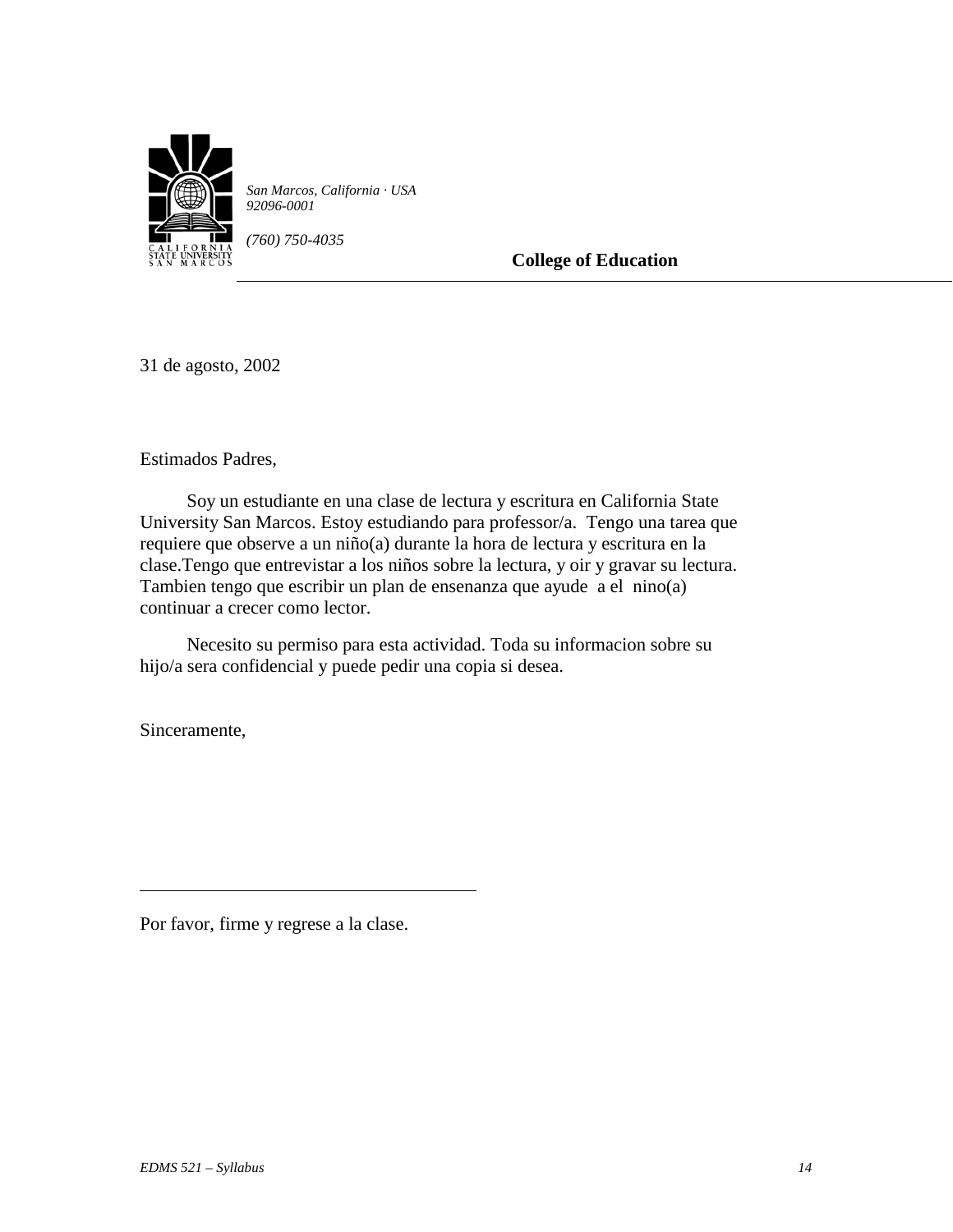San Marcos, California · USA
92096-0001

(760) 750-4035

**College of Education**

---

31 de agosto, 2002

Estimados Padres,

Soy un estudiante en una clase de lectura y escritura en California State University San Marcos. Estoy estudiando para professor/a. Tengo una tarea que requiere que observe a un niño(a) durante la hora de lectura y escritura en la clase.Tengo que entrevistar a los niños sobre la lectura, y oir y gravar su lectura. Tambien tengo que escribir un plan de ensenanza que ayude a el nino(a) continuar a crecer como lector.

Necesito su permiso para esta actividad. Toda su informacion sobre su hijo/a sera confidencial y puede pedir una copia si desea.

Sinceramente,

\_\_\_\_\_\_\_\_\_\_\_\_\_\_\_\_\_\_\_\_\_\_\_\_\_\_\_\_\_\_\_\_\_\_\_\_\_\_

Por favor, firme y regrese a la clase.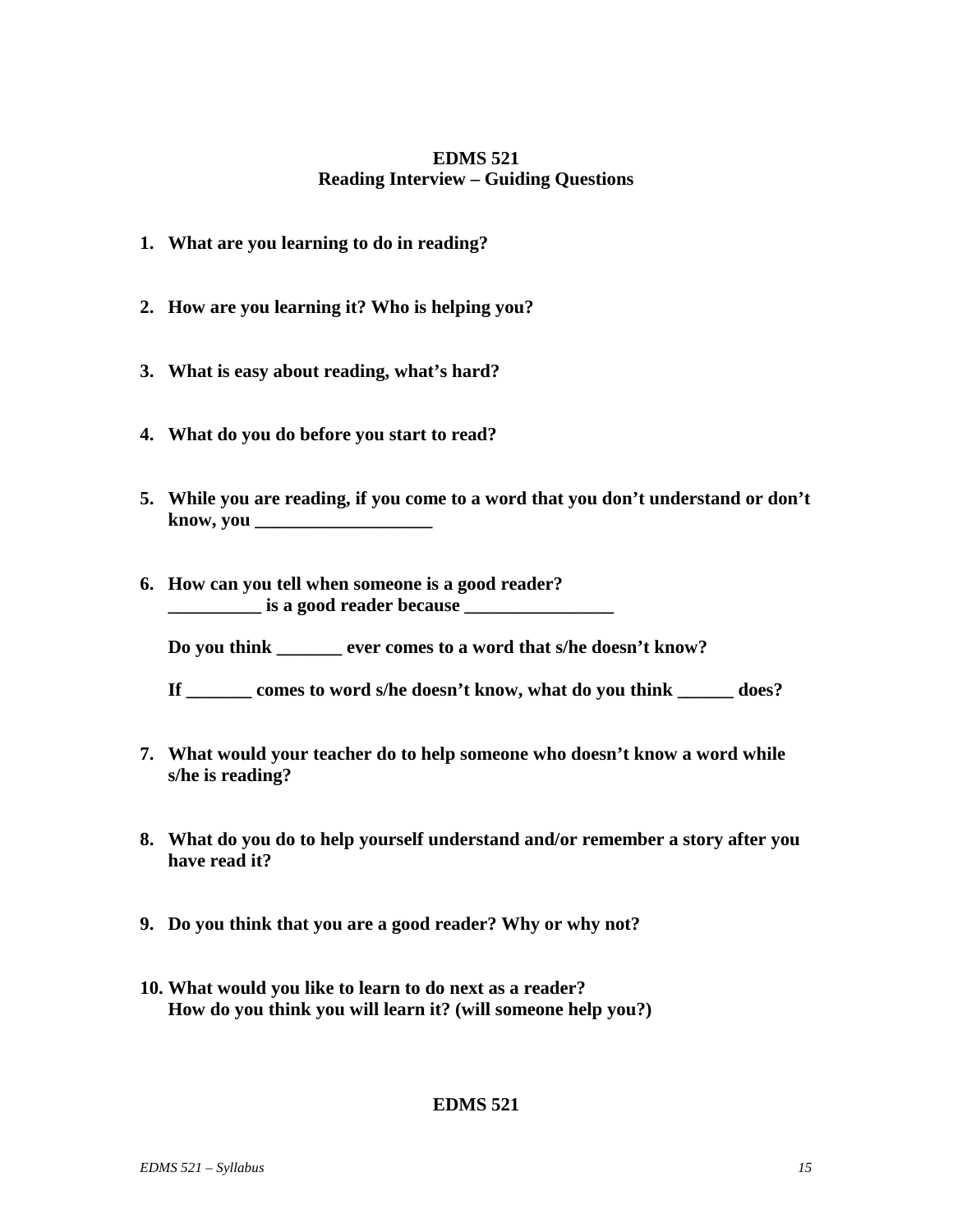**EDMS 521**
**Reading Interview – Guiding Questions**

1. **What are you learning to do in reading?**

2. **How are you learning it? Who is helping you?**

3. **What is easy about reading, what's hard?**

4. **What do you do before you start to read?**

5. **While you are reading, if you come to a word that you don't understand or don't know, you ___________________**

6. **How can you tell when someone is a good reader?**
   **__________ is a good reader because ________________**

   **Do you think _______ ever comes to a word that s/he doesn't know?**

   **If _______ comes to word s/he doesn't know, what do you think ______ does?**

7. **What would your teacher do to help someone who doesn't know a word while s/he is reading?**

8. **What do you do to help yourself understand and/or remember a story after you have read it?**

9. **Do you think that you are a good reader? Why or why not?**

10. **What would you like to learn to do next as a reader?**
    **How do you think you will learn it? (will someone help you?)**

**EDMS 521**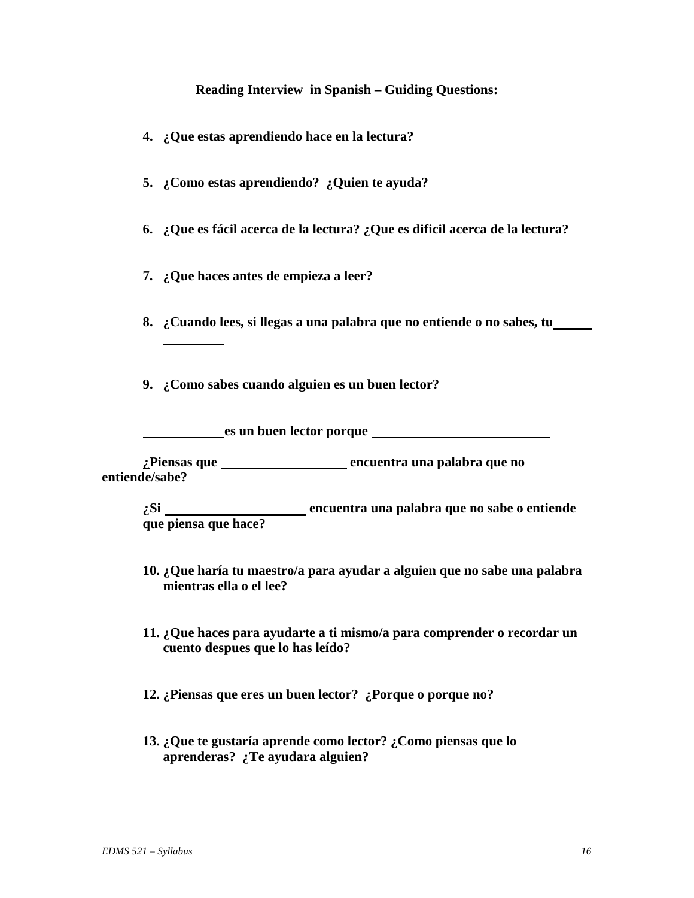**Reading Interview in Spanish – Guiding Questions:**

4. **¿Que estas aprendiendo hace en la lectura?**

5. **¿Como estas aprendiendo? ¿Quien te ayuda?**

6. **¿Que es fácil acerca de la lectura? ¿Que es dificil acerca de la lectura?**

7. **¿Que haces antes de empieza a leer?**

8. **¿Cuando lees, si llegas a una palabra que no entiende o no sabes, tu\_\_\_\_\_\_ \_\_\_\_\_\_\_\_\_\_**

9. **¿Como sabes cuando alguien es un buen lector?**

**\_\_\_\_\_\_\_\_\_\_\_\_es un buen lector porque \_\_\_\_\_\_\_\_\_\_\_\_\_\_\_\_\_\_\_\_\_\_\_\_\_\_\_\_**

**¿Piensas que \_\_\_\_\_\_\_\_\_\_\_\_\_\_\_\_\_\_\_ encuentra una palabra que no entiende/sabe?**

**¿Si \_\_\_\_\_\_\_\_\_\_\_\_\_\_\_\_\_\_\_\_\_ encuentra una palabra que no sabe o entiende que piensa que hace?**

10. **¿Que haría tu maestro/a para ayudar a alguien que no sabe una palabra mientras ella o el lee?**

11. **¿Que haces para ayudarte a ti mismo/a para comprender o recordar un cuento despues que lo has leído?**

12. **¿Piensas que eres un buen lector? ¿Porque o porque no?**

13. **¿Que te gustaría aprende como lector? ¿Como piensas que lo aprenderas? ¿Te ayudara alguien?**